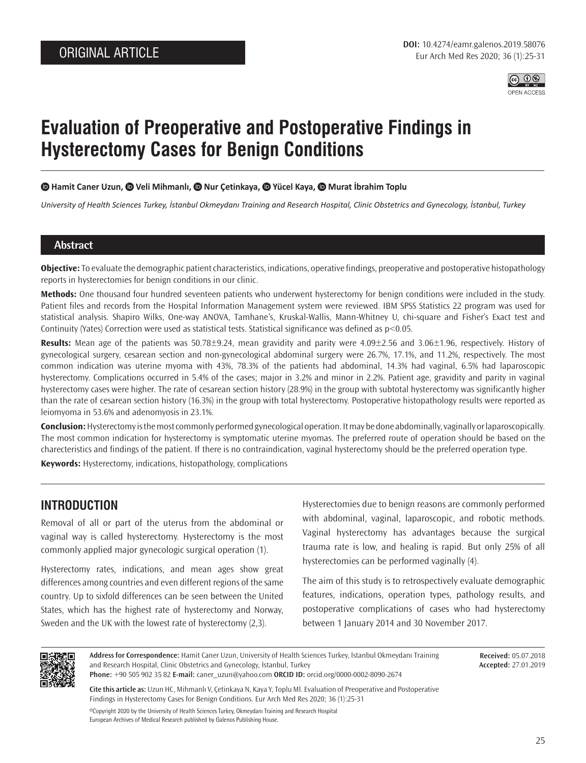ORIGINAL ARTICLE

# Evaluation of Preoperative and Postoperative Findings in Hysterectomy Cases for Benign Conditions

**Hamit Caner Uzun, Veli Mihmanlı, Nur Çetinkaya, Yücel Kaya, Murat İbrahim Toplu**

*University of Health Sciences Turkey, İstanbul Okmeydanı Training and Research Hospital, Clinic Obstetrics and Gynecology, İstanbul, Turkey*

## Abstract

**Objective:** To evaluate the demographic patient characteristics, indications, operative findings, preoperative and postoperative histopathology reports in hysterectomies for benign conditions in our clinic.

**Methods:** One thousand four hundred seventeen patients who underwent hysterectomy for benign conditions were included in the study. Patient files and records from the Hospital Information Management system were reviewed. IBM SPSS Statistics 22 program was used for statistical analysis. Shapiro Wilks, One-way ANOVA, Tamhane's, Kruskal-Wallis, Mann-Whitney U, chi-square and Fisher's Exact test and Continuity (Yates) Correction were used as statistical tests. Statistical significance was defined as $p<0.05$.

**Results:** Mean age of the patients was 50.78±9.24, mean gravidity and parity were 4.09±2.56 and 3.06±1.96, respectively. History of gynecological surgery, cesarean section and non-gynecological abdominal surgery were 26.7%, 17.1%, and 11.2%, respectively. The most common indication was uterine myoma with 43%, 78.3% of the patients had abdominal, 14.3% had vaginal, 6.5% had laparoscopic hysterectomy. Complications occurred in 5.4% of the cases; major in 3.2% and minor in 2.2%. Patient age, gravidity and parity in vaginal hysterectomy cases were higher. The rate of cesarean section history (28.9%) in the group with subtotal hysterectomy was significantly higher than the rate of cesarean section history (16.3%) in the group with total hysterectomy. Postoperative histopathology results were reported as leiomyoma in 53.6% and adenomyosis in 23.1%.

**Conclusion:** Hysterectomy is the most commonly performed gynecological operation. It may be done abdominally, vaginally or laparoscopically. The most common indication for hysterectomy is symptomatic uterine myomas. The preferred route of operation should be based on the charecteristics and findings of the patient. If there is no contraindication, vaginal hysterectomy should be the preferred operation type.

**Keywords:** Hysterectomy, indications, histopathology, complications

## INTRODUCTION

Removal of all or part of the uterus from the abdominal or vaginal way is called hysterectomy. Hysterectomy is the most commonly applied major gynecologic surgical operation (1).

Hysterectomy rates, indications, and mean ages show great differences among countries and even different regions of the same country. Up to sixfold differences can be seen between the United States, which has the highest rate of hysterectomy and Norway, Sweden and the UK with the lowest rate of hysterectomy (2,3).

Hysterectomies due to benign reasons are commonly performed with abdominal, vaginal, laparoscopic, and robotic methods. Vaginal hysterectomy has advantages because the surgical trauma rate is low, and healing is rapid. But only 25% of all hysterectomies can be performed vaginally (4).

The aim of this study is to retrospectively evaluate demographic features, indications, operation types, pathology results, and postoperative complications of cases who had hysterectomy between 1 January 2014 and 30 November 2017.

**Address for Correspondence:** Hamit Caner Uzun, University of Health Sciences Turkey, İstanbul Okmeydanı Training and Research Hospital, Clinic Obstetrics and Gynecology, İstanbul, Turkey
**Phone:** +90 505 902 35 82 **E-mail:** caner_uzun@yahoo.com **ORCID ID:** orcid.org/0000-0002-8090-2674

**Received:** 05.07.2018
**Accepted:** 27.01.2019

**Cite this article as:** Uzun HC, Mihmanlı V, Çetinkaya N, Kaya Y, Toplu Mİ. Evaluation of Preoperative and Postoperative Findings in Hysterectomy Cases for Benign Conditions. Eur Arch Med Res 2020; 36 (1):25-31

©Copyright 2020 by the University of Health Sciences Turkey, Okmeydanı Training and Research Hospital
European Archives of Medical Research published by Galenos Publishing House.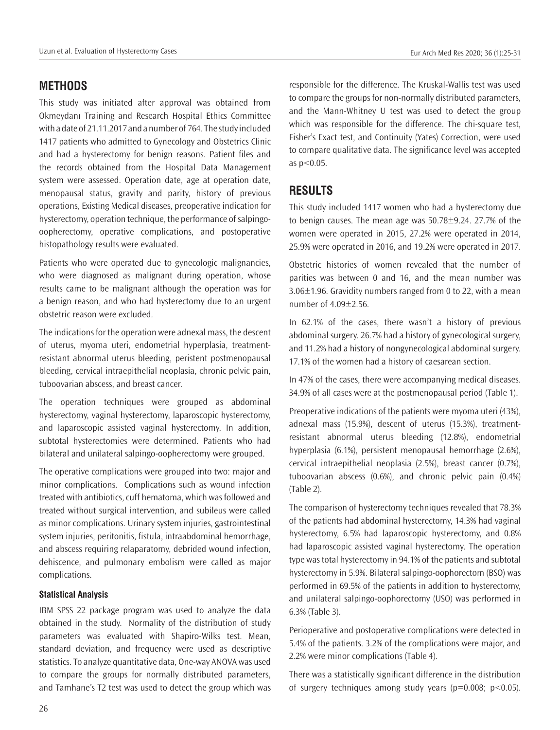## METHODS

This study was initiated after approval was obtained from Okmeydanı Training and Research Hospital Ethics Committee with a date of 21.11.2017 and a number of 764. The study included 1417 patients who admitted to Gynecology and Obstetrics Clinic and had a hysterectomy for benign reasons. Patient files and the records obtained from the Hospital Data Management system were assessed. Operation date, age at operation date, menopausal status, gravity and parity, history of previous operations, Existing Medical diseases, preoperative indication for hysterectomy, operation technique, the performance of salpingo-oopherectomy, operative complications, and postoperative histopathology results were evaluated.

Patients who were operated due to gynecologic malignancies, who were diagnosed as malignant during operation, whose results came to be malignant although the operation was for a benign reason, and who had hysterectomy due to an urgent obstetric reason were excluded.

The indications for the operation were adnexal mass, the descent of uterus, myoma uteri, endometrial hyperplasia, treatment-resistant abnormal uterus bleeding, peristent postmenopausal bleeding, cervical intraepithelial neoplasia, chronic pelvic pain, tuboovarian abscess, and breast cancer.

The operation techniques were grouped as abdominal hysterectomy, vaginal hysterectomy, laparoscopic hysterectomy, and laparoscopic assisted vaginal hysterectomy. In addition, subtotal hysterectomies were determined. Patients who had bilateral and unilateral salpingo-oopherectomy were grouped.

The operative complications were grouped into two: major and minor complications. Complications such as wound infection treated with antibiotics, cuff hematoma, which was followed and treated without surgical intervention, and subileus were called as minor complications. Urinary system injuries, gastrointestinal system injuries, peritonitis, fistula, intraabdominal hemorrhage, and abscess requiring relaparatomy, debrided wound infection, dehiscence, and pulmonary embolism were called as major complications.

### Statistical Analysis

IBM SPSS 22 package program was used to analyze the data obtained in the study. Normality of the distribution of study parameters was evaluated with Shapiro-Wilks test. Mean, standard deviation, and frequency were used as descriptive statistics. To analyze quantitative data, One-way ANOVA was used to compare the groups for normally distributed parameters, and Tamhane's T2 test was used to detect the group which was responsible for the difference. The Kruskal-Wallis test was used to compare the groups for non-normally distributed parameters, and the Mann-Whitney U test was used to detect the group which was responsible for the difference. The chi-square test, Fisher's Exact test, and Continuity (Yates) Correction, were used to compare qualitative data. The significance level was accepted as $p<0.05$.

## RESULTS

This study included 1417 women who had a hysterectomy due to benign causes. The mean age was 50.78±9.24. 27.7% of the women were operated in 2015, 27.2% were operated in 2014, 25.9% were operated in 2016, and 19.2% were operated in 2017.

Obstetric histories of women revealed that the number of parities was between 0 and 16, and the mean number was 3.06±1.96. Gravidity numbers ranged from 0 to 22, with a mean number of 4.09±2.56.

In 62.1% of the cases, there wasn't a history of previous abdominal surgery. 26.7% had a history of gynecological surgery, and 11.2% had a history of nongynecological abdominal surgery. 17.1% of the women had a history of caesarean section.

In 47% of the cases, there were accompanying medical diseases. 34.9% of all cases were at the postmenopausal period (Table 1).

Preoperative indications of the patients were myoma uteri (43%), adnexal mass (15.9%), descent of uterus (15.3%), treatment-resistant abnormal uterus bleeding (12.8%), endometrial hyperplasia (6.1%), persistent menopausal hemorrhage (2.6%), cervical intraepithelial neoplasia (2.5%), breast cancer (0.7%), tuboovarian abscess (0.6%), and chronic pelvic pain (0.4%) (Table 2).

The comparison of hysterectomy techniques revealed that 78.3% of the patients had abdominal hysterectomy, 14.3% had vaginal hysterectomy, 6.5% had laparoscopic hysterectomy, and 0.8% had laparoscopic assisted vaginal hysterectomy. The operation type was total hysterectomy in 94.1% of the patients and subtotal hysterectomy in 5.9%. Bilateral salpingo-oophorectom (BSO) was performed in 69.5% of the patients in addition to hysterectomy, and unilateral salpingo-oophorectomy (USO) was performed in 6.3% (Table 3).

Perioperative and postoperative complications were detected in 5.4% of the patients. 3.2% of the complications were major, and 2.2% were minor complications (Table 4).

There was a statistically significant difference in the distribution of surgery techniques among study years ($p=0.008$; $p<0.05$).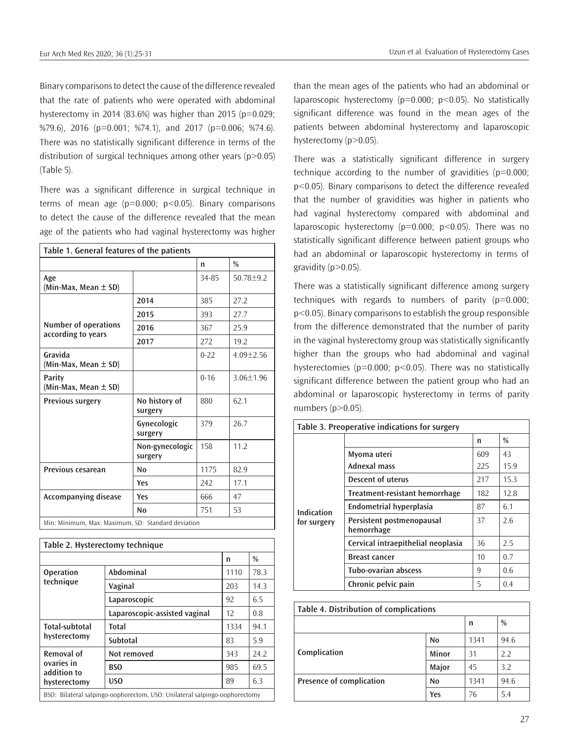Binary comparisons to detect the cause of the difference revealed that the rate of patients who were operated with abdominal hysterectomy in 2014 (83.6%) was higher than 2015 ($p=0.029$; %79.6), 2016 ($p=0.001$; %74.1), and 2017 ($p=0.006$; %74.6). There was no statistically significant difference in terms of the distribution of surgical techniques among other years ($p>0.05$) (Table 5).

There was a significant difference in surgical technique in terms of mean age ($p=0.000$; $p<0.05$). Binary comparisons to detect the cause of the difference revealed that the mean age of the patients who had vaginal hysterectomy was higher than the mean ages of the patients who had an abdominal or laparoscopic hysterectomy ($p=0.000$; $p<0.05$). No statistically significant difference was found in the mean ages of the patients between abdominal hysterectomy and laparoscopic hysterectomy ($p>0.05$).

There was a statistically significant difference in surgery technique according to the number of gravidities ($p=0.000$; $p<0.05$). Binary comparisons to detect the difference revealed that the number of gravidities was higher in patients who had vaginal hysterectomy compared with abdominal and laparoscopic hysterectomy ($p=0.000$; $p<0.05$). There was no statistically significant difference between patient groups who had an abdominal or laparoscopic hysterectomy in terms of gravidity ($p>0.05$).

There was a statistically significant difference among surgery techniques with regards to numbers of parity ($p=0.000$; $p<0.05$). Binary comparisons to establish the group responsible from the difference demonstrated that the number of parity in the vaginal hysterectomy group was statistically significantly higher than the groups who had abdominal and vaginal hysterectomies ($p=0.000$; $p<0.05$). There was no statistically significant difference between the patient group who had an abdominal or laparoscopic hysterectomy in terms of parity numbers ($p>0.05$).

**Table 1. General features of the patients**

| | | n | % |
|---|---|---|---|
| **Age (Min-Max, Mean ± SD)** | | 34-85 | 50.78±9.2 |
| **Number of operations according to years** | **2014** | 385 | 27.2 |
| | **2015** | 393 | 27.7 |
| | **2016** | 367 | 25.9 |
| | **2017** | 272 | 19.2 |
| **Gravida (Min-Max, Mean ± SD)** | | 0-22 | 4.09±2.56 |
| **Parity (Min-Max, Mean ± SD)** | | 0-16 | 3.06±1.96 |
| **Previous surgery** | **No history of surgery** | 880 | 62.1 |
| | **Gynecologic surgery** | 379 | 26.7 |
| | **Non-gynecologic surgery** | 158 | 11.2 |
| **Previous cesarean** | **No** | 1175 | 82.9 |
| | **Yes** | 242 | 17.1 |
| **Accompanying disease** | **Yes** | 666 | 47 |
| | **No** | 751 | 53 |

Min: Minimum, Max: Maximum, SD: Standard deviation

**Table 2. Hysterectomy technique**

| | | n | % |
|---|---|---|---|
| **Operation technique** | **Abdominal** | 1110 | 78.3 |
| | **Vaginal** | 203 | 14.3 |
| | **Laparoscopic** | 92 | 6.5 |
| | **Laparoscopic-assisted vaginal** | 12 | 0.8 |
| **Total-subtotal hysterectomy** | **Total** | 1334 | 94.1 |
| | **Subtotal** | 83 | 5.9 |
| **Removal of ovaries in addition to hysterectomy** | **Not removed** | 343 | 24.2 |
| | **BSO** | 985 | 69.5 |
| | **USO** | 89 | 6.3 |

BSO: Bilateral salpingo-oophorectom, USO: Unilateral salpingo-oophorectomy

**Table 3. Preoperative indications for surgery**

| | | n | % |
|---|---|---|---|
| **Indication for surgery** | **Myoma uteri** | 609 | 43 |
| | **Adnexal mass** | 225 | 15.9 |
| | **Descent of uterus** | 217 | 15.3 |
| | **Treatment-resistant hemorrhage** | 182 | 12.8 |
| | **Endometrial hyperplasia** | 87 | 6.1 |
| | **Persistent postmenopausal hemorrhage** | 37 | 2.6 |
| | **Cervical intraepithelial neoplasia** | 36 | 2.5 |
| | **Breast cancer** | 10 | 0.7 |
| | **Tubo-ovarian abscess** | 9 | 0.6 |
| | **Chronic pelvic pain** | 5 | 0.4 |

**Table 4. Distribution of complications**

| | | n | % |
|---|---|---|---|
| **Complication** | **No** | 1341 | 94.6 |
| | **Minor** | 31 | 2.2 |
| | **Major** | 45 | 3.2 |
| **Presence of complication** | **No** | 1341 | 94.6 |
| | **Yes** | 76 | 5.4 |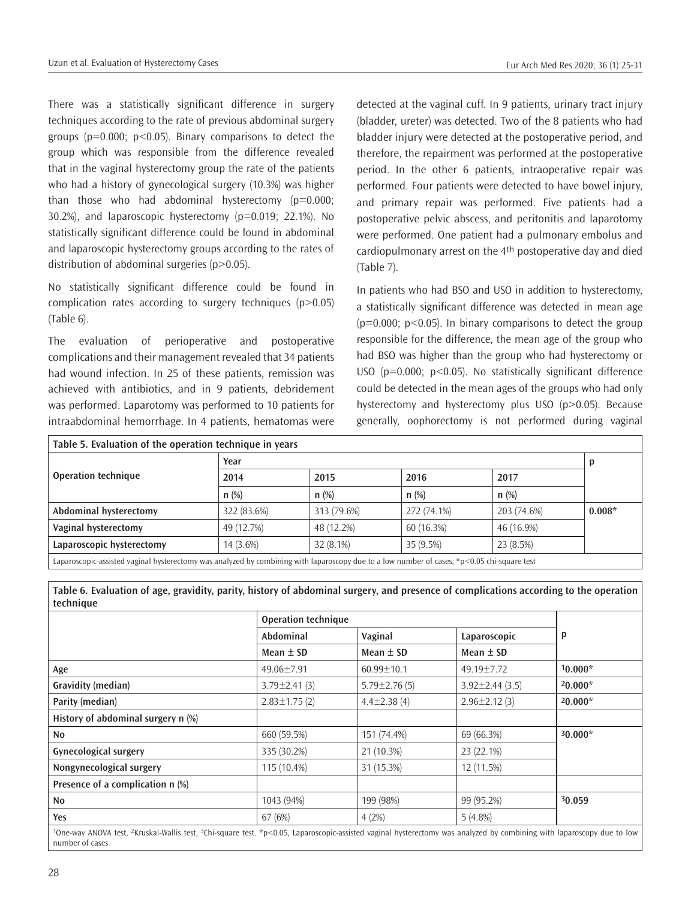There was a statistically significant difference in surgery techniques according to the rate of previous abdominal surgery groups ($p=0.000$; $p<0.05$). Binary comparisons to detect the group which was responsible from the difference revealed that in the vaginal hysterectomy group the rate of the patients who had a history of gynecological surgery (10.3%) was higher than those who had abdominal hysterectomy ($p=0.000$; 30.2%), and laparoscopic hysterectomy ($p=0.019$; 22.1%). No statistically significant difference could be found in abdominal and laparoscopic hysterectomy groups according to the rates of distribution of abdominal surgeries ($p>0.05$).

No statistically significant difference could be found in complication rates according to surgery techniques ($p>0.05$) (Table 6).

The evaluation of perioperative and postoperative complications and their management revealed that 34 patients had wound infection. In 25 of these patients, remission was achieved with antibiotics, and in 9 patients, debridement was performed. Laparotomy was performed to 10 patients for intraabdominal hemorrhage. In 4 patients, hematomas were detected at the vaginal cuff. In 9 patients, urinary tract injury (bladder, ureter) was detected. Two of the 8 patients who had bladder injury were detected at the postoperative period, and therefore, the repairment was performed at the postoperative period. In the other 6 patients, intraoperative repair was performed. Four patients were detected to have bowel injury, and primary repair was performed. Five patients had a postoperative pelvic abscess, and peritonitis and laparotomy were performed. One patient had a pulmonary embolus and cardiopulmonary arrest on the 4th postoperative day and died (Table 7).

In patients who had BSO and USO in addition to hysterectomy, a statistically significant difference was detected in mean age ($p=0.000$; $p<0.05$). In binary comparisons to detect the group responsible for the difference, the mean age of the group who had BSO was higher than the group who had hysterectomy or USO ($p=0.000$; $p<0.05$). No statistically significant difference could be detected in the mean ages of the groups who had only hysterectomy and hysterectomy plus USO ($p>0.05$). Because generally, oophorectomy is not performed during vaginal

**Table 5. Evaluation of the operation technique in years**

| Operation technique | Year | | | | p |
|---|---|---|---|---|---|
| | 2014 | 2015 | 2016 | 2017 | |
| | n (%) | n (%) | n (%) | n (%) | |
| **Abdominal hysterectomy** | 322 (83.6%) | 313 (79.6%) | 272 (74.1%) | 203 (74.6%) | **0.008*** |
| **Vaginal hysterectomy** | 49 (12.7%) | 48 (12.2%) | 60 (16.3%) | 46 (16.9%) | |
| **Laparoscopic hysterectomy** | 14 (3.6%) | 32 (8.1%) | 35 (9.5%) | 23 (8.5%) | |

Laparoscopic-assisted vaginal hysterectomy was analyzed by combining with laparoscopy due to a low number of cases, *p<0.05 chi-square test

**Table 6. Evaluation of age, gravidity, parity, history of abdominal surgery, and presence of complications according to the operation technique**

| | Operation technique | | | p |
|---|---|---|---|---|
| | Abdominal | Vaginal | Laparoscopic | |
| | Mean ± SD | Mean ± SD | Mean ± SD | |
| **Age** | 49.06±7.91 | 60.99±10.1 | 49.19±7.72 | [1]**0.000*** |
| **Gravidity (median)** | 3.79±2.41 (3) | 5.79±2.76 (5) | 3.92±2.44 (3.5) | [2]**0.000*** |
| **Parity (median)** | 2.83±1.75 (2) | 4.4±2.38 (4) | 2.96±2.12 (3) | [2]**0.000*** |
| **History of abdominal surgery n (%)** | | | | |
| **No** | 660 (59.5%) | 151 (74.4%) | 69 (66.3%) | [3]**0.000*** |
| **Gynecological surgery** | 335 (30.2%) | 21 (10.3%) | 23 (22.1%) | |
| **Nongynecological surgery** | 115 (10.4%) | 31 (15.3%) | 12 (11.5%) | |
| **Presence of a complication n (%)** | | | | |
| **No** | 1043 (94%) | 199 (98%) | 99 (95.2%) | [3]**0.059** |
| **Yes** | 67 (6%) | 4 (2%) | 5 (4.8%) | |

[1]One-way ANOVA test, [2]Kruskal-Wallis test, [3]Chi-square test. *p<0.05, Laparoscopic-assisted vaginal hysterectomy was analyzed by combining with laparoscopy due to low number of cases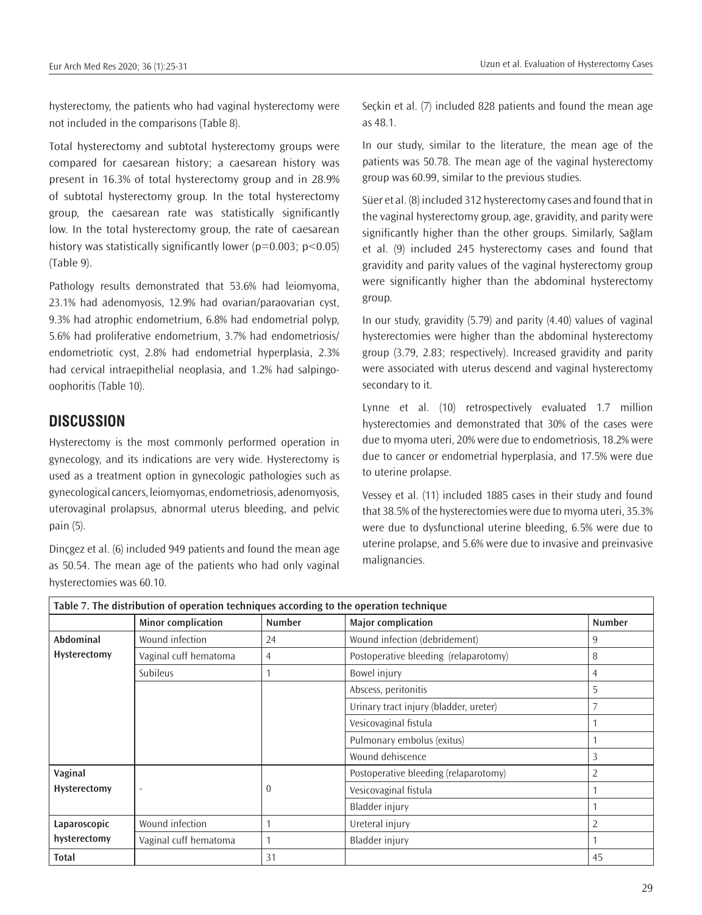hysterectomy, the patients who had vaginal hysterectomy were not included in the comparisons (Table 8).

Total hysterectomy and subtotal hysterectomy groups were compared for caesarean history; a caesarean history was present in 16.3% of total hysterectomy group and in 28.9% of subtotal hysterectomy group. In the total hysterectomy group, the caesarean rate was statistically significantly low. In the total hysterectomy group, the rate of caesarean history was statistically significantly lower ($p=0.003$; $p<0.05$) (Table 9).

Pathology results demonstrated that 53.6% had leiomyoma, 23.1% had adenomyosis, 12.9% had ovarian/paraovarian cyst, 9.3% had atrophic endometrium, 6.8% had endometrial polyp, 5.6% had proliferative endometrium, 3.7% had endometriosis/endometriotic cyst, 2.8% had endometrial hyperplasia, 2.3% had cervical intraepithelial neoplasia, and 1.2% had salpingo-oophoritis (Table 10).

## DISCUSSION

Hysterectomy is the most commonly performed operation in gynecology, and its indications are very wide. Hysterectomy is used as a treatment option in gynecologic pathologies such as gynecological cancers, leiomyomas, endometriosis, adenomyosis, uterovaginal prolapsus, abnormal uterus bleeding, and pelvic pain (5).

Dinçgez et al. (6) included 949 patients and found the mean age as 50.54. The mean age of the patients who had only vaginal hysterectomies was 60.10.

Seçkin et al. (7) included 828 patients and found the mean age as 48.1.

In our study, similar to the literature, the mean age of the patients was 50.78. The mean age of the vaginal hysterectomy group was 60.99, similar to the previous studies.

Süer et al. (8) included 312 hysterectomy cases and found that in the vaginal hysterectomy group, age, gravidity, and parity were significantly higher than the other groups. Similarly, Sağlam et al. (9) included 245 hysterectomy cases and found that gravidity and parity values of the vaginal hysterectomy group were significantly higher than the abdominal hysterectomy group.

In our study, gravidity (5.79) and parity (4.40) values of vaginal hysterectomies were higher than the abdominal hysterectomy group (3.79, 2.83; respectively). Increased gravidity and parity were associated with uterus descend and vaginal hysterectomy secondary to it.

Lynne et al. (10) retrospectively evaluated 1.7 million hysterectomies and demonstrated that 30% of the cases were due to myoma uteri, 20% were due to endometriosis, 18.2% were due to cancer or endometrial hyperplasia, and 17.5% were due to uterine prolapse.

Vessey et al. (11) included 1885 cases in their study and found that 38.5% of the hysterectomies were due to myoma uteri, 35.3% were due to dysfunctional uterine bleeding, 6.5% were due to uterine prolapse, and 5.6% were due to invasive and preinvasive malignancies.

**Table 7. The distribution of operation techniques according to the operation technique**

| | Minor complication | Number | Major complication | Number |
|---|---|---|---|---|
| **Abdominal Hysterectomy** | Wound infection | 24 | Wound infection (debridement) | 9 |
| | Vaginal cuff hematoma | 4 | Postoperative bleeding (relaparotomy) | 8 |
| | Subileus | 1 | Bowel injury | 4 |
| | | | Abscess, peritonitis | 5 |
| | | | Urinary tract injury (bladder, ureter) | 7 |
| | | | Vesicovaginal fistula | 1 |
| | | | Pulmonary embolus (exitus) | 1 |
| | | | Wound dehiscence | 3 |
| **Vaginal Hysterectomy** | - | 0 | Postoperative bleeding (relaparotomy) | 2 |
| | | | Vesicovaginal fistula | 1 |
| | | | Bladder injury | 1 |
| **Laparoscopic hysterectomy** | Wound infection | 1 | Ureteral injury | 2 |
| | Vaginal cuff hematoma | 1 | Bladder injury | 1 |
| **Total** | | 31 | | 45 |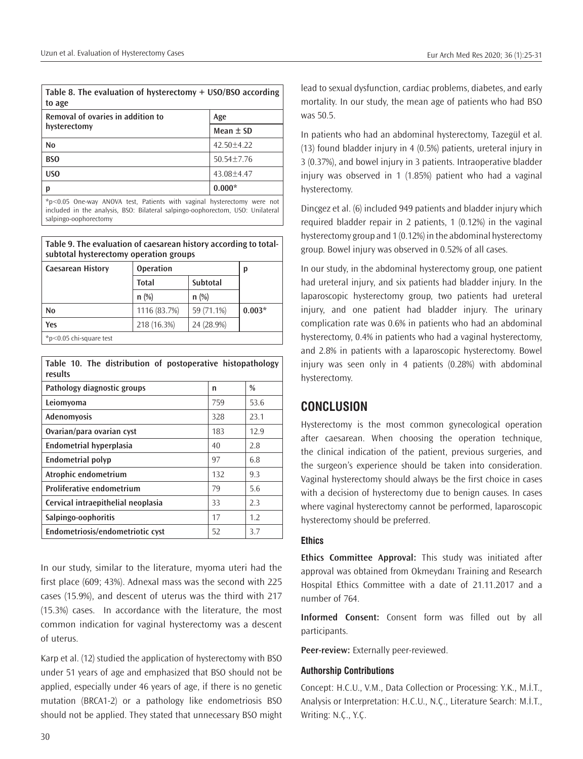**Table 8. The evaluation of hysterectomy + USO/BSO according to age**

| Removal of ovaries in addition to hysterectomy | Age |
|---|---|
| | Mean ± SD |
| No | 42.50±4.22 |
| BSO | 50.54±7.76 |
| USO | 43.08±4.47 |
| p | 0.000* |

*p<0.05 One-way ANOVA test, Patients with vaginal hysterectomy were not included in the analysis, BSO: Bilateral salpingo-oophorectom, USO: Unilateral salpingo-oophorectomy

**Table 9. The evaluation of caesarean history according to total-subtotal hysterectomy operation groups**

| Caesarean History | Operation | | p |
|---|---|---|---|
| | Total | Subtotal | |
| | n (%) | n (%) | |
| No | 1116 (83.7%) | 59 (71.1%) | 0.003* |
| Yes | 218 (16.3%) | 24 (28.9%) | |

*p<0.05 chi-square test

**Table 10. The distribution of postoperative histopathology results**

| Pathology diagnostic groups | n | % |
|---|---|---|
| Leiomyoma | 759 | 53.6 |
| Adenomyosis | 328 | 23.1 |
| Ovarian/para ovarian cyst | 183 | 12.9 |
| Endometrial hyperplasia | 40 | 2.8 |
| Endometrial polyp | 97 | 6.8 |
| Atrophic endometrium | 132 | 9.3 |
| Proliferative endometrium | 79 | 5.6 |
| Cervical intraepithelial neoplasia | 33 | 2.3 |
| Salpingo-oophoritis | 17 | 1.2 |
| Endometriosis/endometriotic cyst | 52 | 3.7 |

In our study, similar to the literature, myoma uteri had the first place (609; 43%). Adnexal mass was the second with 225 cases (15.9%), and descent of uterus was the third with 217 (15.3%) cases. In accordance with the literature, the most common indication for vaginal hysterectomy was a descent of uterus.

Karp et al. (12) studied the application of hysterectomy with BSO under 51 years of age and emphasized that BSO should not be applied, especially under 46 years of age, if there is no genetic mutation (BRCA1-2) or a pathology like endometriosis BSO should not be applied. They stated that unnecessary BSO might lead to sexual dysfunction, cardiac problems, diabetes, and early mortality. In our study, the mean age of patients who had BSO was 50.5.

In patients who had an abdominal hysterectomy, Tazegül et al. (13) found bladder injury in 4 (0.5%) patients, ureteral injury in 3 (0.37%), and bowel injury in 3 patients. Intraoperative bladder injury was observed in 1 (1.85%) patient who had a vaginal hysterectomy.

Dinçgez et al. (6) included 949 patients and bladder injury which required bladder repair in 2 patients, 1 (0.12%) in the vaginal hysterectomy group and 1 (0.12%) in the abdominal hysterectomy group. Bowel injury was observed in 0.52% of all cases.

In our study, in the abdominal hysterectomy group, one patient had ureteral injury, and six patients had bladder injury. In the laparoscopic hysterectomy group, two patients had ureteral injury, and one patient had bladder injury. The urinary complication rate was 0.6% in patients who had an abdominal hysterectomy, 0.4% in patients who had a vaginal hysterectomy, and 2.8% in patients with a laparoscopic hysterectomy. Bowel injury was seen only in 4 patients (0.28%) with abdominal hysterectomy.

## CONCLUSION

Hysterectomy is the most common gynecological operation after caesarean. When choosing the operation technique, the clinical indication of the patient, previous surgeries, and the surgeon's experience should be taken into consideration. Vaginal hysterectomy should always be the first choice in cases with a decision of hysterectomy due to benign causes. In cases where vaginal hysterectomy cannot be performed, laparoscopic hysterectomy should be preferred.

### Ethics

**Ethics Committee Approval:** This study was initiated after approval was obtained from Okmeydanı Training and Research Hospital Ethics Committee with a date of 21.11.2017 and a number of 764.

**Informed Consent:** Consent form was filled out by all participants.

**Peer-review:** Externally peer-reviewed.

### Authorship Contributions

Concept: H.C.U., V.M., Data Collection or Processing: Y.K., M.İ.T., Analysis or Interpretation: H.C.U., N.Ç., Literature Search: M.İ.T., Writing: N.Ç., Y.Ç.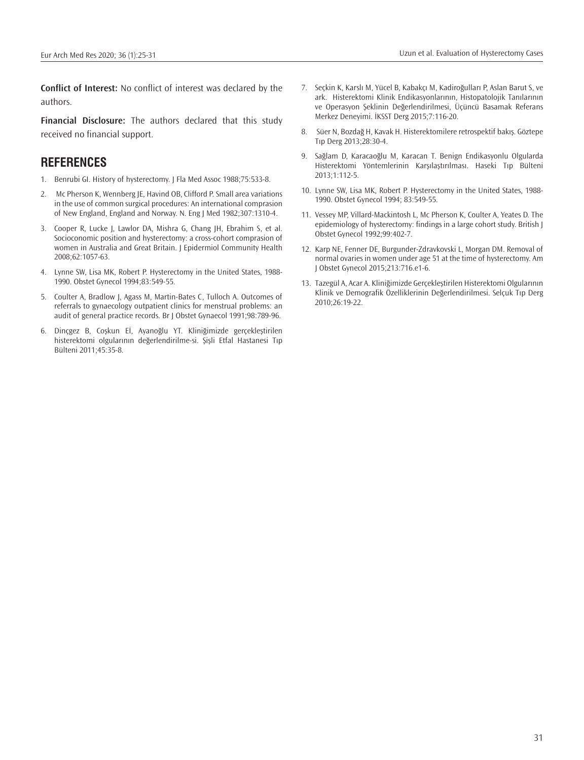**Conflict of Interest:** No conflict of interest was declared by the authors.

**Financial Disclosure:** The authors declared that this study received no financial support.

## REFERENCES

1. Benrubi GI. History of hysterectomy. J Fla Med Assoc 1988;75:533-8.
2. Mc Pherson K, Wennberg JE, Havind OB, Clifford P. Small area variations in the use of common surgical procedures: An international comprasion of New England, England and Norway. N. Eng J Med 1982;307:1310-4.
3. Cooper R, Lucke J, Lawlor DA, Mishra G, Chang JH, Ebrahim S, et al. Socioconomic position and hysterectomy: a cross-cohort comprasion of women in Australia and Great Britain. J Epidermiol Community Health 2008;62:1057-63.
4. Lynne SW, Lisa MK, Robert P. Hysterectomy in the United States, 1988-1990. Obstet Gynecol 1994;83:549-55.
5. Coulter A, Bradlow J, Agass M, Martin-Bates C, Tulloch A. Outcomes of referrals to gynaecology outpatient clinics for menstrual problems: an audit of general practice records. Br J Obstet Gynaecol 1991;98:789-96.
6. Dinçgez B, Coşkun Eİ, Ayanoğlu YT. Kliniğimizde gerçekleştirilen histerektomi olgularının değerlendirilme-si. Şişli Etfal Hastanesi Tıp Bülteni 2011;45:35-8.
7. Seçkin K, Karslı M, Yücel B, Kabakçı M, Kadiroğulları P, Aslan Barut S, ve ark. Histerektomi Klinik Endikasyonlarının, Histopatolojik Tanılarının ve Operasyon Şeklinin Değerlendirilmesi, Üçüncü Basamak Referans Merkez Deneyimi. İKSST Derg 2015;7:116-20.
8. Süer N, Bozdağ H, Kavak H. Histerektomilere retrospektif bakış. Göztepe Tıp Derg 2013;28:30-4.
9. Sağlam D, Karacaoğlu M, Karacan T. Benign Endikasyonlu Olgularda Histerektomi Yöntemlerinin Karşılaştırılması. Haseki Tıp Bülteni 2013;1:112-5.
10. Lynne SW, Lisa MK, Robert P. Hysterectomy in the United States, 1988-1990. Obstet Gynecol 1994; 83:549-55.
11. Vessey MP, Villard-Mackintosh L, Mc Pherson K, Coulter A, Yeates D. The epidemiology of hysterectomy: findings in a large cohort study. British J Obstet Gynecol 1992;99:402-7.
12. Karp NE, Fenner DE, Burgunder-Zdravkovski L, Morgan DM. Removal of normal ovaries in women under age 51 at the time of hysterectomy. Am J Obstet Gynecol 2015;213:716.e1-6.
13. Tazegül A, Acar A. Kliniğimizde Gerçekleştirilen Histerektomi Olgularının Klinik ve Demografik Özelliklerinin Değerlendirilmesi. Selçuk Tıp Derg 2010;26:19-22.